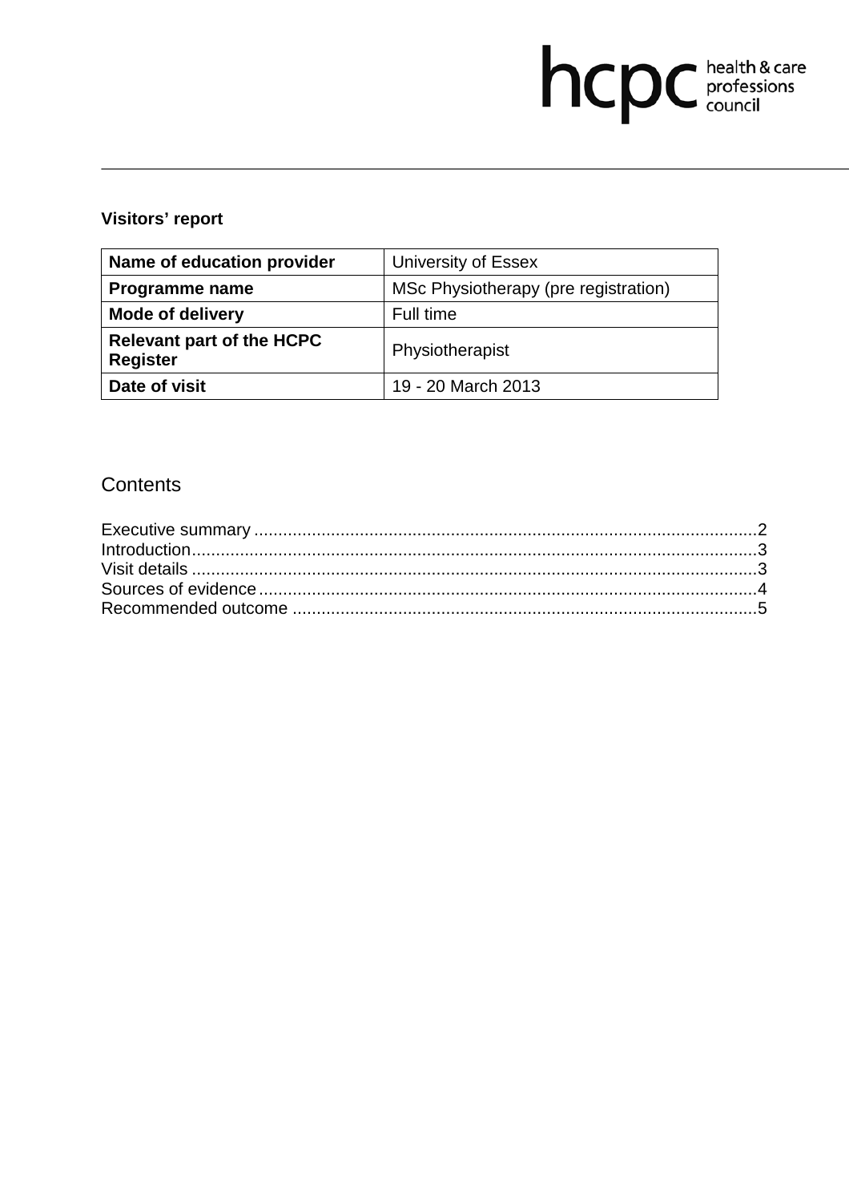hcpc health & care professions council

**Visitors' report**

| Name of education provider | University of Essex |
| --- | --- |
| Programme name | MSc Physiotherapy (pre registration) |
| Mode of delivery | Full time |
| Relevant part of the HCPC Register | Physiotherapist |
| Date of visit | 19 - 20 March 2013 |

## Contents

Executive summary ........................................................................................................2
Introduction.....................................................................................................................3
Visit details .....................................................................................................................3
Sources of evidence........................................................................................................4
Recommended outcome ................................................................................................5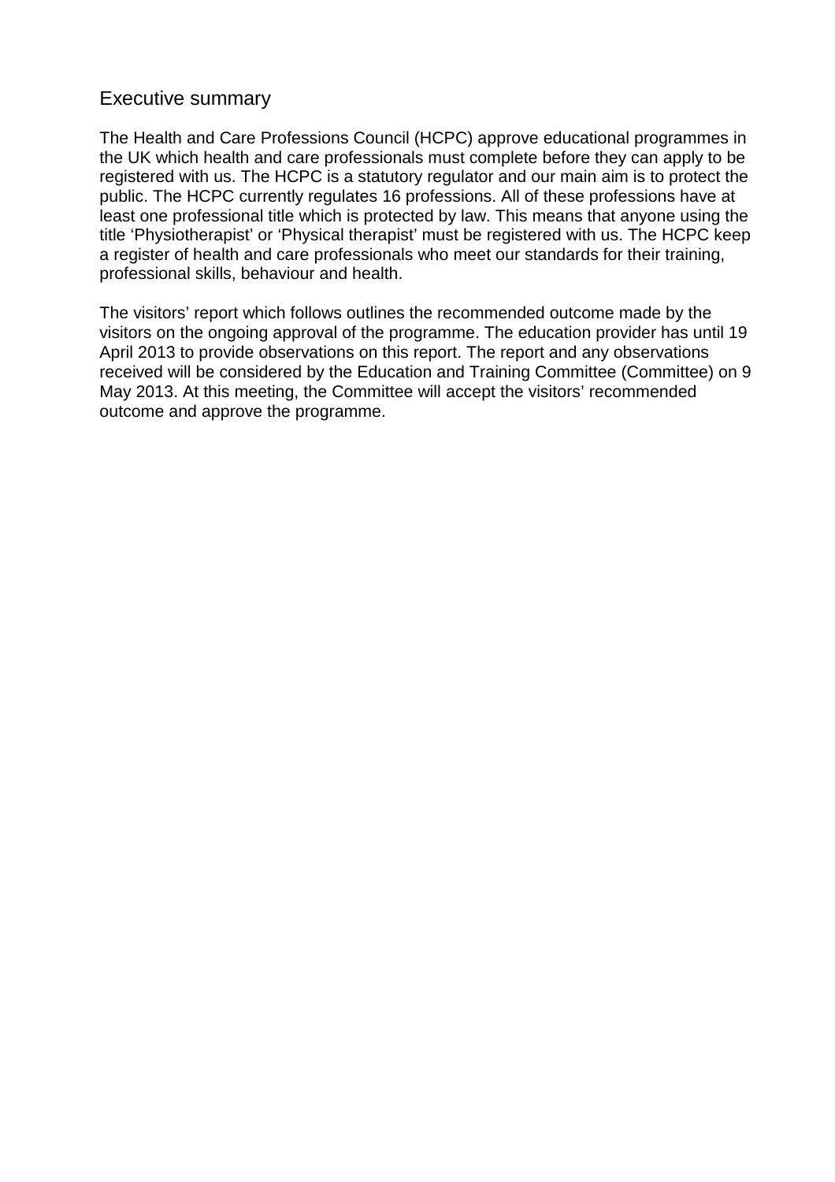## Executive summary

The Health and Care Professions Council (HCPC) approve educational programmes in the UK which health and care professionals must complete before they can apply to be registered with us. The HCPC is a statutory regulator and our main aim is to protect the public. The HCPC currently regulates 16 professions. All of these professions have at least one professional title which is protected by law. This means that anyone using the title 'Physiotherapist' or 'Physical therapist' must be registered with us. The HCPC keep a register of health and care professionals who meet our standards for their training, professional skills, behaviour and health.

The visitors' report which follows outlines the recommended outcome made by the visitors on the ongoing approval of the programme. The education provider has until 19 April 2013 to provide observations on this report. The report and any observations received will be considered by the Education and Training Committee (Committee) on 9 May 2013. At this meeting, the Committee will accept the visitors' recommended outcome and approve the programme.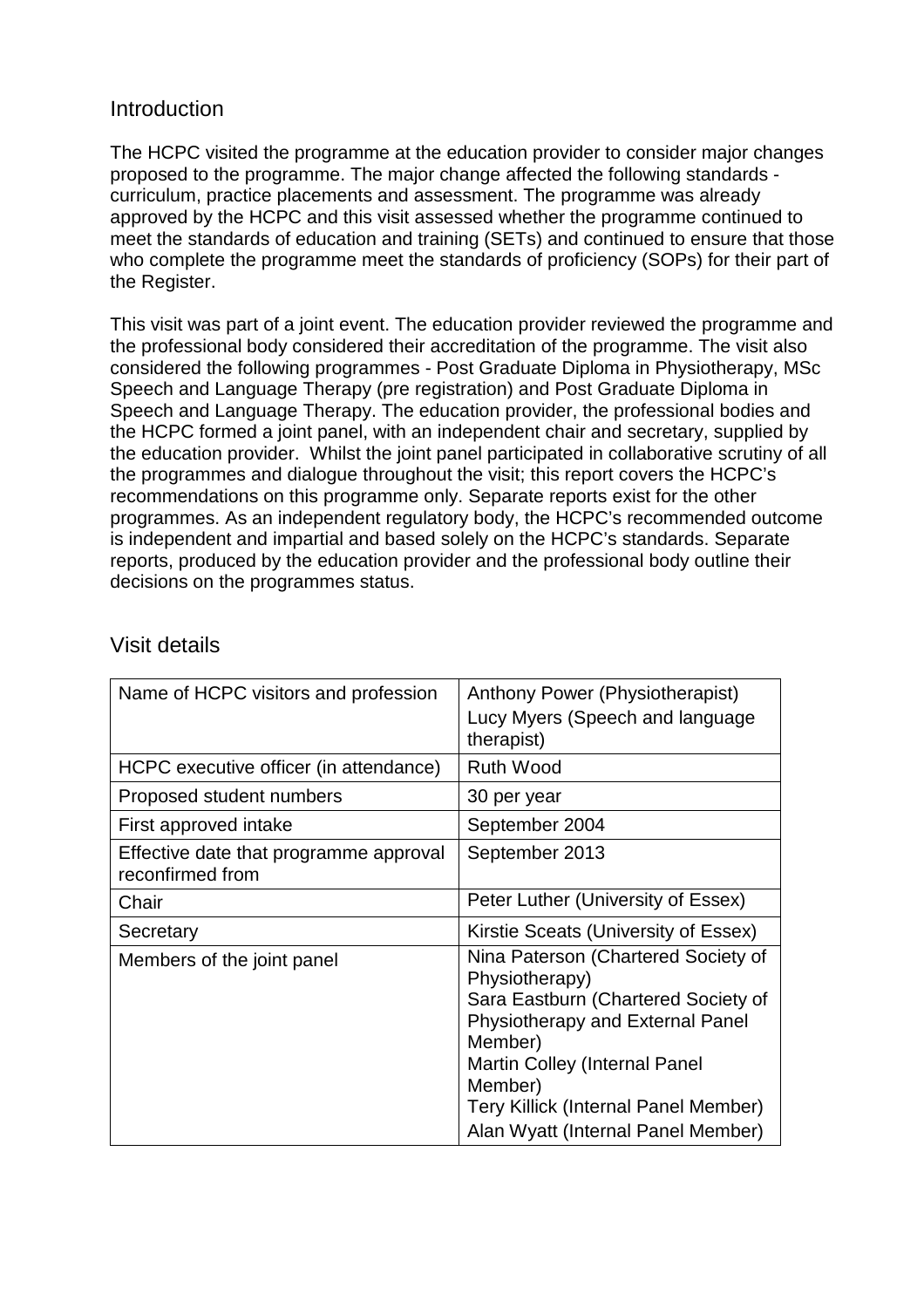## Introduction

The HCPC visited the programme at the education provider to consider major changes proposed to the programme. The major change affected the following standards - curriculum, practice placements and assessment. The programme was already approved by the HCPC and this visit assessed whether the programme continued to meet the standards of education and training (SETs) and continued to ensure that those who complete the programme meet the standards of proficiency (SOPs) for their part of the Register.

This visit was part of a joint event. The education provider reviewed the programme and the professional body considered their accreditation of the programme. The visit also considered the following programmes - Post Graduate Diploma in Physiotherapy, MSc Speech and Language Therapy (pre registration) and Post Graduate Diploma in Speech and Language Therapy. The education provider, the professional bodies and the HCPC formed a joint panel, with an independent chair and secretary, supplied by the education provider. Whilst the joint panel participated in collaborative scrutiny of all the programmes and dialogue throughout the visit; this report covers the HCPC's recommendations on this programme only. Separate reports exist for the other programmes. As an independent regulatory body, the HCPC's recommended outcome is independent and impartial and based solely on the HCPC's standards. Separate reports, produced by the education provider and the professional body outline their decisions on the programmes status.

## Visit details

| | |
|---|---|
| Name of HCPC visitors and profession | Anthony Power (Physiotherapist)<br>Lucy Myers (Speech and language therapist) |
| HCPC executive officer (in attendance) | Ruth Wood |
| Proposed student numbers | 30 per year |
| First approved intake | September 2004 |
| Effective date that programme approval reconfirmed from | September 2013 |
| Chair | Peter Luther (University of Essex) |
| Secretary | Kirstie Sceats (University of Essex) |
| Members of the joint panel | Nina Paterson (Chartered Society of Physiotherapy)<br>Sara Eastburn (Chartered Society of Physiotherapy and External Panel Member)<br>Martin Colley (Internal Panel Member)<br>Tery Killick (Internal Panel Member)<br>Alan Wyatt (Internal Panel Member) |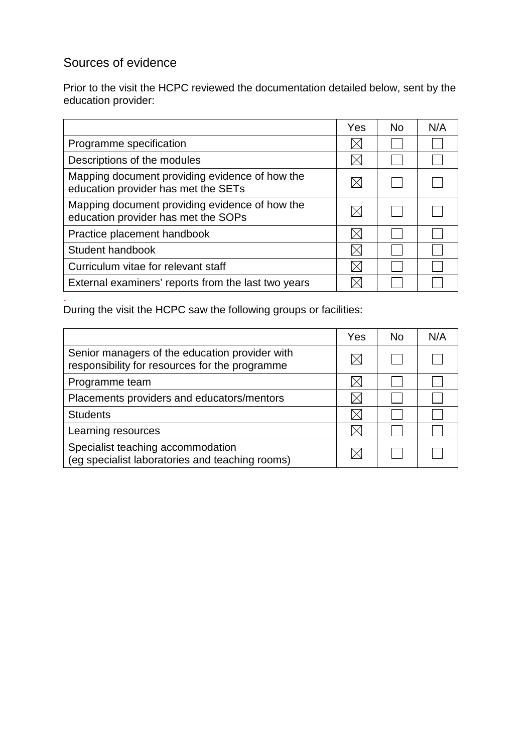## Sources of evidence

Prior to the visit the HCPC reviewed the documentation detailed below, sent by the education provider:

| | Yes | No | N/A |
|---|---|---|---|
| Programme specification | ☒ | ☐ | ☐ |
| Descriptions of the modules | ☒ | ☐ | ☐ |
| Mapping document providing evidence of how the education provider has met the SETs | ☒ | ☐ | ☐ |
| Mapping document providing evidence of how the education provider has met the SOPs | ☒ | ☐ | ☐ |
| Practice placement handbook | ☒ | ☐ | ☐ |
| Student handbook | ☒ | ☐ | ☐ |
| Curriculum vitae for relevant staff | ☒ | ☐ | ☐ |
| External examiners' reports from the last two years | ☒ | ☐ | ☐ |

.

During the visit the HCPC saw the following groups or facilities:

| | Yes | No | N/A |
|---|---|---|---|
| Senior managers of the education provider with responsibility for resources for the programme | ☒ | ☐ | ☐ |
| Programme team | ☒ | ☐ | ☐ |
| Placements providers and educators/mentors | ☒ | ☐ | ☐ |
| Students | ☒ | ☐ | ☐ |
| Learning resources | ☒ | ☐ | ☐ |
| Specialist teaching accommodation (eg specialist laboratories and teaching rooms) | ☒ | ☐ | ☐ |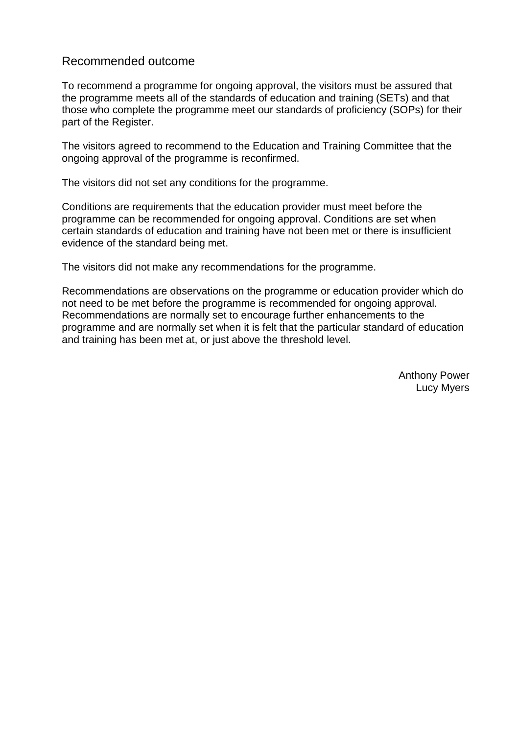## Recommended outcome

To recommend a programme for ongoing approval, the visitors must be assured that the programme meets all of the standards of education and training (SETs) and that those who complete the programme meet our standards of proficiency (SOPs) for their part of the Register.

The visitors agreed to recommend to the Education and Training Committee that the ongoing approval of the programme is reconfirmed.

The visitors did not set any conditions for the programme.

Conditions are requirements that the education provider must meet before the programme can be recommended for ongoing approval. Conditions are set when certain standards of education and training have not been met or there is insufficient evidence of the standard being met.

The visitors did not make any recommendations for the programme.

Recommendations are observations on the programme or education provider which do not need to be met before the programme is recommended for ongoing approval. Recommendations are normally set to encourage further enhancements to the programme and are normally set when it is felt that the particular standard of education and training has been met at, or just above the threshold level.

Anthony Power
Lucy Myers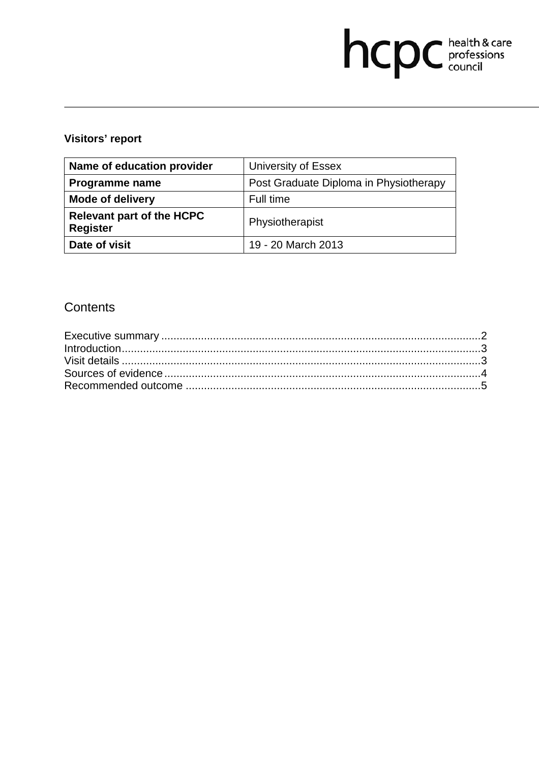hcpc health & care professions council

**Visitors' report**

| Name of education provider | University of Essex |
| --- | --- |
| **Programme name** | Post Graduate Diploma in Physiotherapy |
| **Mode of delivery** | Full time |
| **Relevant part of the HCPC Register** | Physiotherapist |
| **Date of visit** | 19 - 20 March 2013 |

## Contents

Executive summary ........................................................................................................2
Introduction.....................................................................................................................3
Visit details .....................................................................................................................3
Sources of evidence .......................................................................................................4
Recommended outcome ................................................................................................5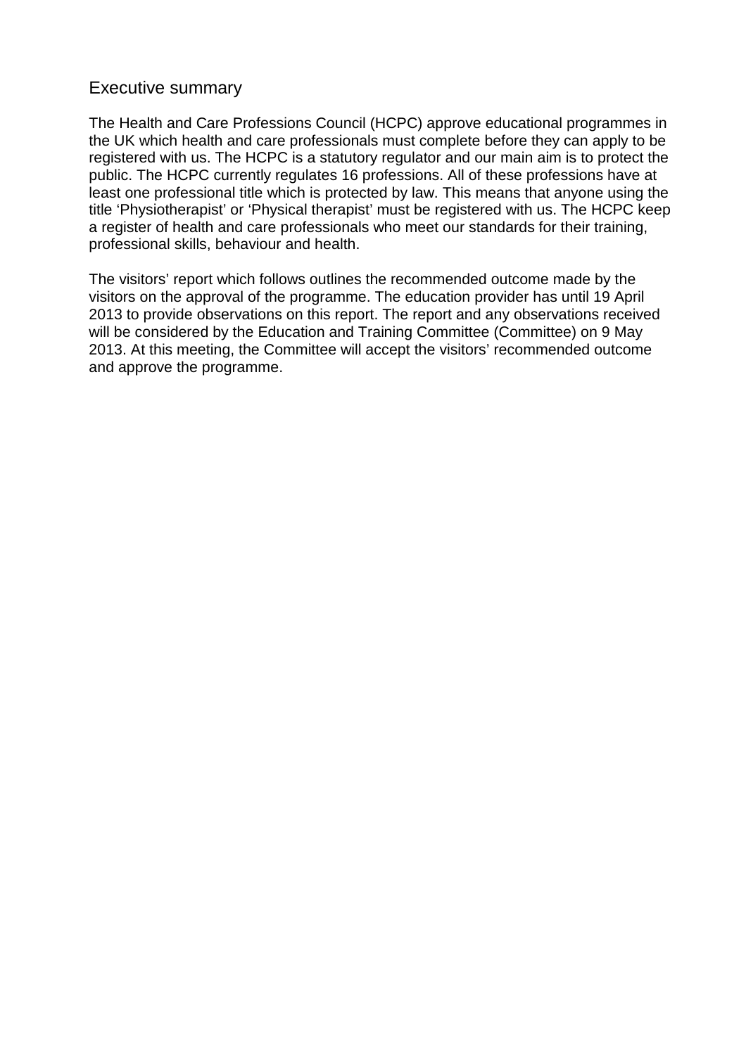## Executive summary

The Health and Care Professions Council (HCPC) approve educational programmes in the UK which health and care professionals must complete before they can apply to be registered with us. The HCPC is a statutory regulator and our main aim is to protect the public. The HCPC currently regulates 16 professions. All of these professions have at least one professional title which is protected by law. This means that anyone using the title 'Physiotherapist' or 'Physical therapist' must be registered with us. The HCPC keep a register of health and care professionals who meet our standards for their training, professional skills, behaviour and health.

The visitors' report which follows outlines the recommended outcome made by the visitors on the approval of the programme. The education provider has until 19 April 2013 to provide observations on this report. The report and any observations received will be considered by the Education and Training Committee (Committee) on 9 May 2013. At this meeting, the Committee will accept the visitors' recommended outcome and approve the programme.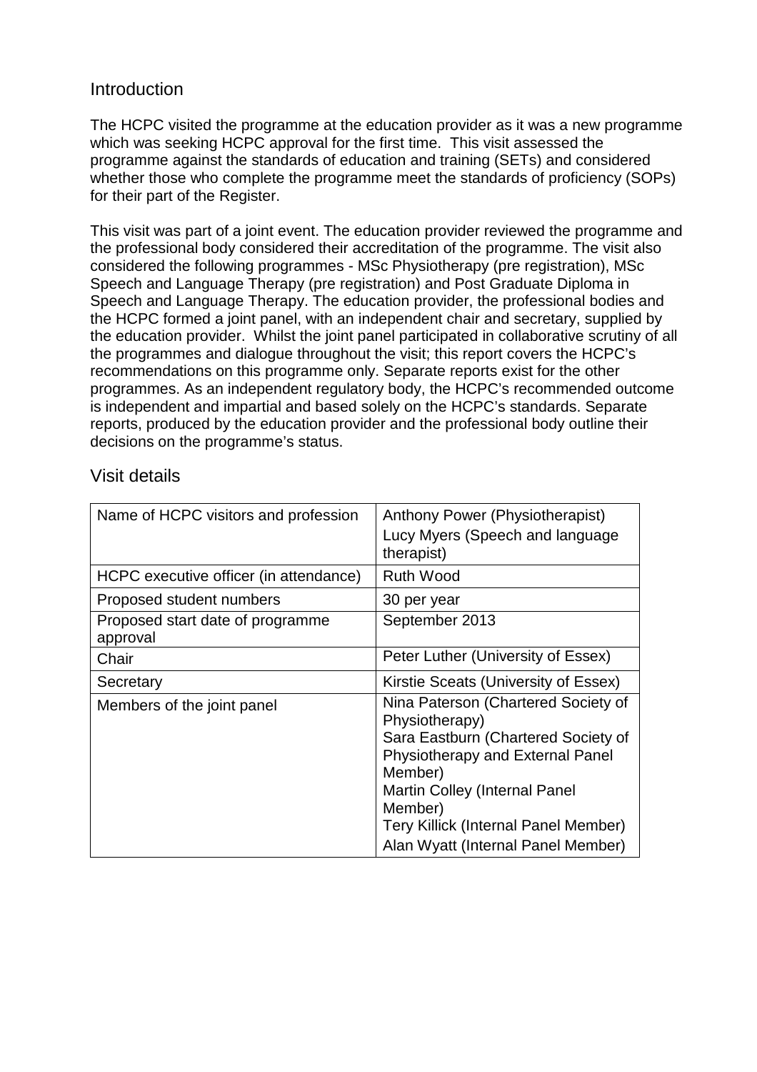## Introduction

The HCPC visited the programme at the education provider as it was a new programme which was seeking HCPC approval for the first time. This visit assessed the programme against the standards of education and training (SETs) and considered whether those who complete the programme meet the standards of proficiency (SOPs) for their part of the Register.

This visit was part of a joint event. The education provider reviewed the programme and the professional body considered their accreditation of the programme. The visit also considered the following programmes - MSc Physiotherapy (pre registration), MSc Speech and Language Therapy (pre registration) and Post Graduate Diploma in Speech and Language Therapy. The education provider, the professional bodies and the HCPC formed a joint panel, with an independent chair and secretary, supplied by the education provider. Whilst the joint panel participated in collaborative scrutiny of all the programmes and dialogue throughout the visit; this report covers the HCPC's recommendations on this programme only. Separate reports exist for the other programmes. As an independent regulatory body, the HCPC's recommended outcome is independent and impartial and based solely on the HCPC's standards. Separate reports, produced by the education provider and the professional body outline their decisions on the programme's status.

## Visit details

| | |
|---|---|
| Name of HCPC visitors and profession | Anthony Power (Physiotherapist)<br>Lucy Myers (Speech and language therapist) |
| HCPC executive officer (in attendance) | Ruth Wood |
| Proposed student numbers | 30 per year |
| Proposed start date of programme approval | September 2013 |
| Chair | Peter Luther (University of Essex) |
| Secretary | Kirstie Sceats (University of Essex) |
| Members of the joint panel | Nina Paterson (Chartered Society of Physiotherapy)<br>Sara Eastburn (Chartered Society of Physiotherapy and External Panel Member)<br>Martin Colley (Internal Panel Member)<br>Tery Killick (Internal Panel Member)<br>Alan Wyatt (Internal Panel Member) |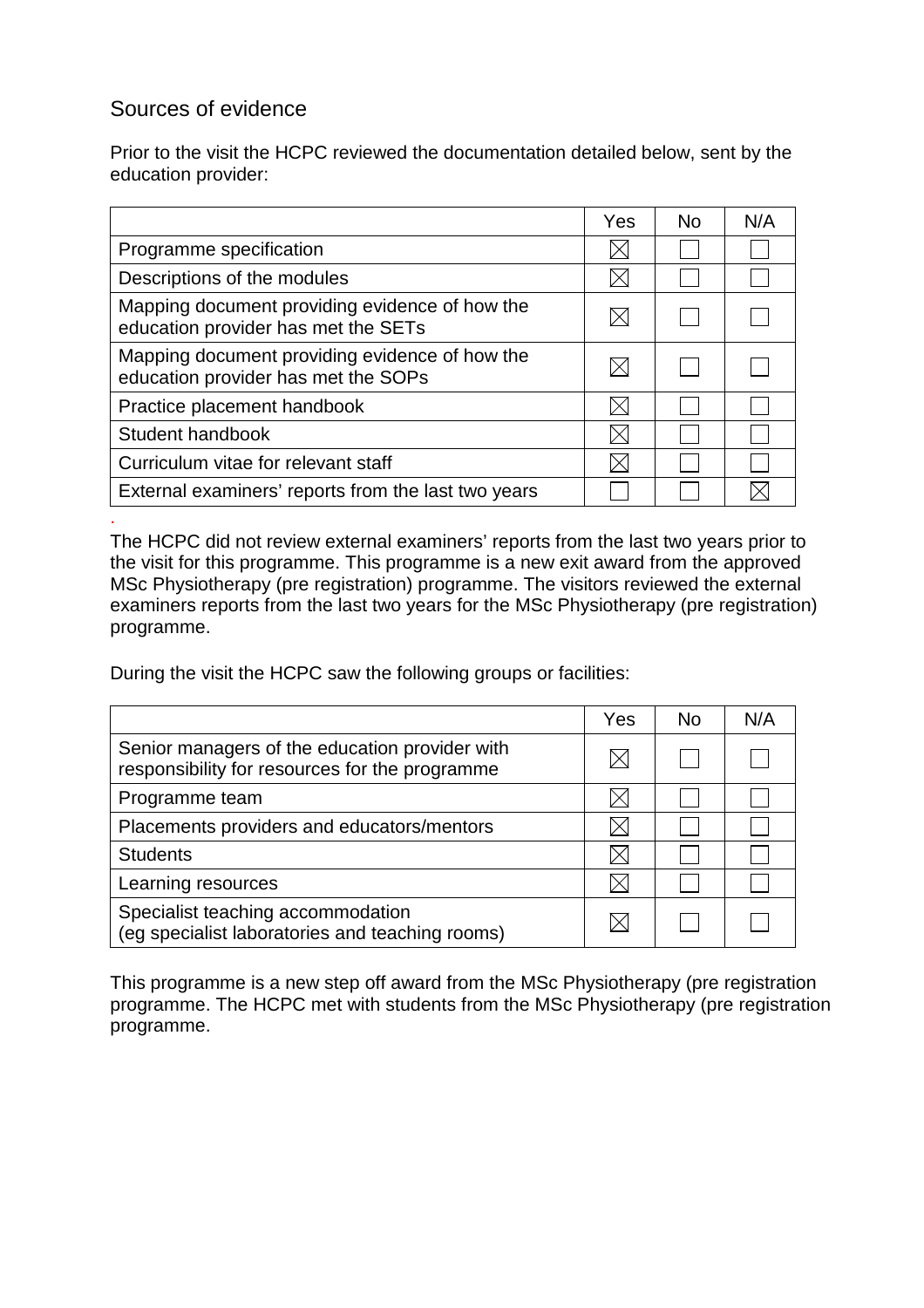## Sources of evidence

Prior to the visit the HCPC reviewed the documentation detailed below, sent by the education provider:

| | Yes | No | N/A |
|---|---|---|---|
| Programme specification | ☒ | ☐ | ☐ |
| Descriptions of the modules | ☒ | ☐ | ☐ |
| Mapping document providing evidence of how the education provider has met the SETs | ☒ | ☐ | ☐ |
| Mapping document providing evidence of how the education provider has met the SOPs | ☒ | ☐ | ☐ |
| Practice placement handbook | ☒ | ☐ | ☐ |
| Student handbook | ☒ | ☐ | ☐ |
| Curriculum vitae for relevant staff | ☒ | ☐ | ☐ |
| External examiners' reports from the last two years | ☐ | ☐ | ☒ |

The HCPC did not review external examiners' reports from the last two years prior to the visit for this programme. This programme is a new exit award from the approved MSc Physiotherapy (pre registration) programme. The visitors reviewed the external examiners reports from the last two years for the MSc Physiotherapy (pre registration) programme.

During the visit the HCPC saw the following groups or facilities:

| | Yes | No | N/A |
|---|---|---|---|
| Senior managers of the education provider with responsibility for resources for the programme | ☒ | ☐ | ☐ |
| Programme team | ☒ | ☐ | ☐ |
| Placements providers and educators/mentors | ☒ | ☐ | ☐ |
| Students | ☒ | ☐ | ☐ |
| Learning resources | ☒ | ☐ | ☐ |
| Specialist teaching accommodation (eg specialist laboratories and teaching rooms) | ☒ | ☐ | ☐ |

This programme is a new step off award from the MSc Physiotherapy (pre registration programme. The HCPC met with students from the MSc Physiotherapy (pre registration programme.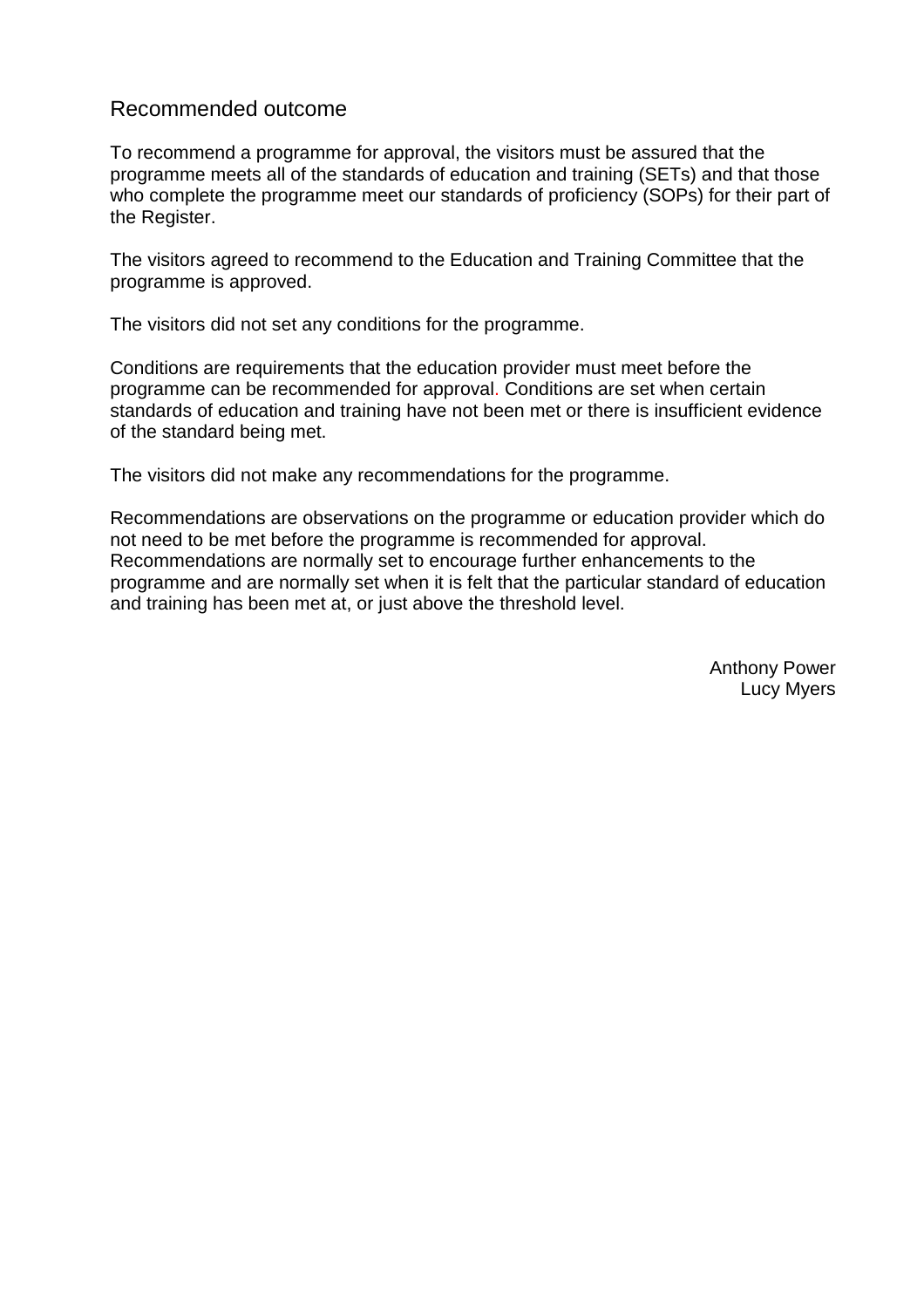## Recommended outcome

To recommend a programme for approval, the visitors must be assured that the programme meets all of the standards of education and training (SETs) and that those who complete the programme meet our standards of proficiency (SOPs) for their part of the Register.

The visitors agreed to recommend to the Education and Training Committee that the programme is approved.

The visitors did not set any conditions for the programme.

Conditions are requirements that the education provider must meet before the programme can be recommended for approval. Conditions are set when certain standards of education and training have not been met or there is insufficient evidence of the standard being met.

The visitors did not make any recommendations for the programme.

Recommendations are observations on the programme or education provider which do not need to be met before the programme is recommended for approval. Recommendations are normally set to encourage further enhancements to the programme and are normally set when it is felt that the particular standard of education and training has been met at, or just above the threshold level.

Anthony Power
Lucy Myers